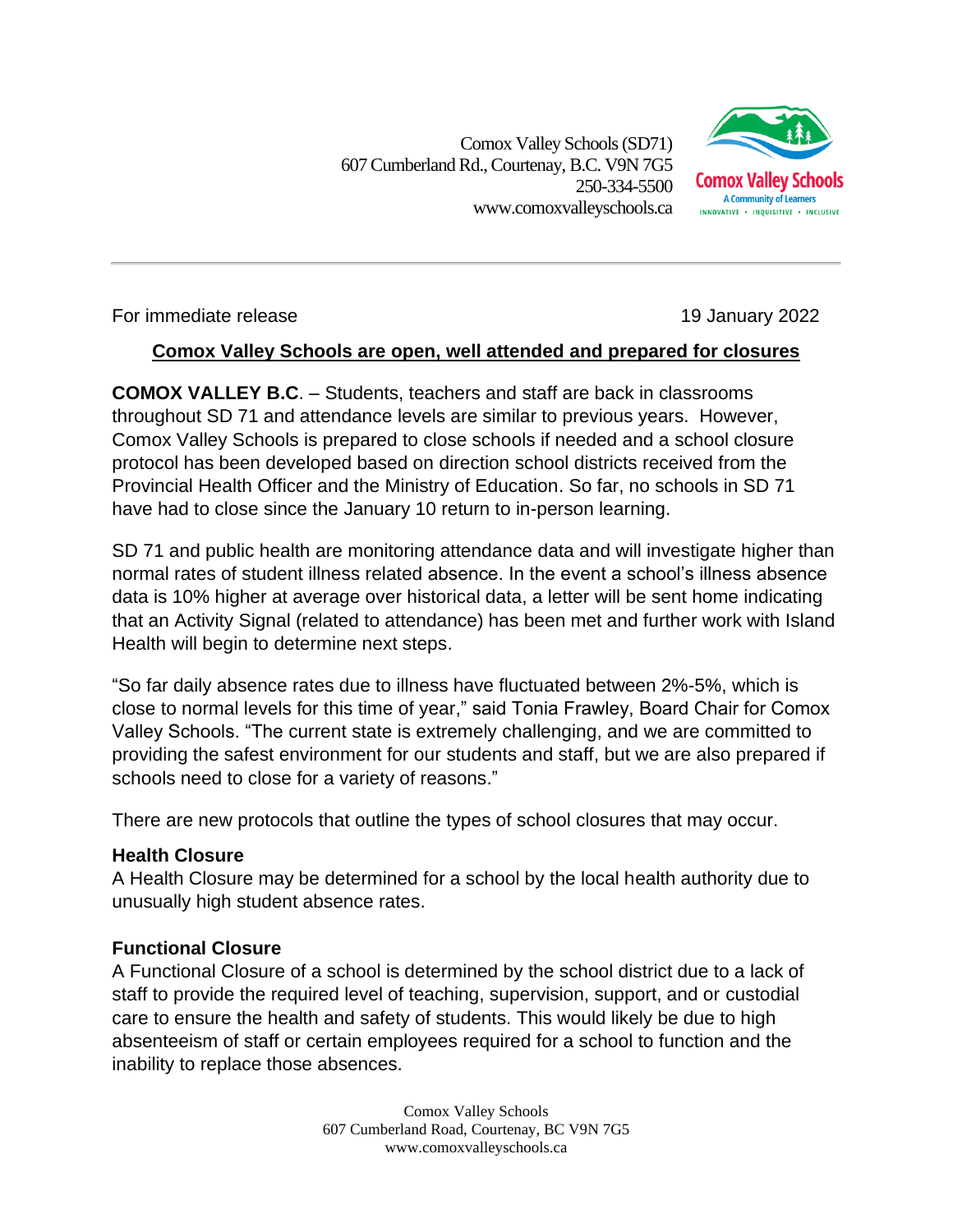Comox Valley Schools (SD71)
607 Cumberland Rd., Courtenay, B.C. V9N 7G5
250-334-5500
www.comoxvalleyschools.ca

For immediate release 19 January 2022

## Comox Valley Schools are open, well attended and prepared for closures

**COMOX VALLEY B.C**. – Students, teachers and staff are back in classrooms throughout SD 71 and attendance levels are similar to previous years. However, Comox Valley Schools is prepared to close schools if needed and a school closure protocol has been developed based on direction school districts received from the Provincial Health Officer and the Ministry of Education. So far, no schools in SD 71 have had to close since the January 10 return to in-person learning.

SD 71 and public health are monitoring attendance data and will investigate higher than normal rates of student illness related absence. In the event a school's illness absence data is 10% higher at average over historical data, a letter will be sent home indicating that an Activity Signal (related to attendance) has been met and further work with Island Health will begin to determine next steps.

"So far daily absence rates due to illness have fluctuated between 2%-5%, which is close to normal levels for this time of year," said Tonia Frawley, Board Chair for Comox Valley Schools. "The current state is extremely challenging, and we are committed to providing the safest environment for our students and staff, but we are also prepared if schools need to close for a variety of reasons."

There are new protocols that outline the types of school closures that may occur.

### Health Closure

A Health Closure may be determined for a school by the local health authority due to unusually high student absence rates.

### Functional Closure

A Functional Closure of a school is determined by the school district due to a lack of staff to provide the required level of teaching, supervision, support, and or custodial care to ensure the health and safety of students. This would likely be due to high absenteeism of staff or certain employees required for a school to function and the inability to replace those absences.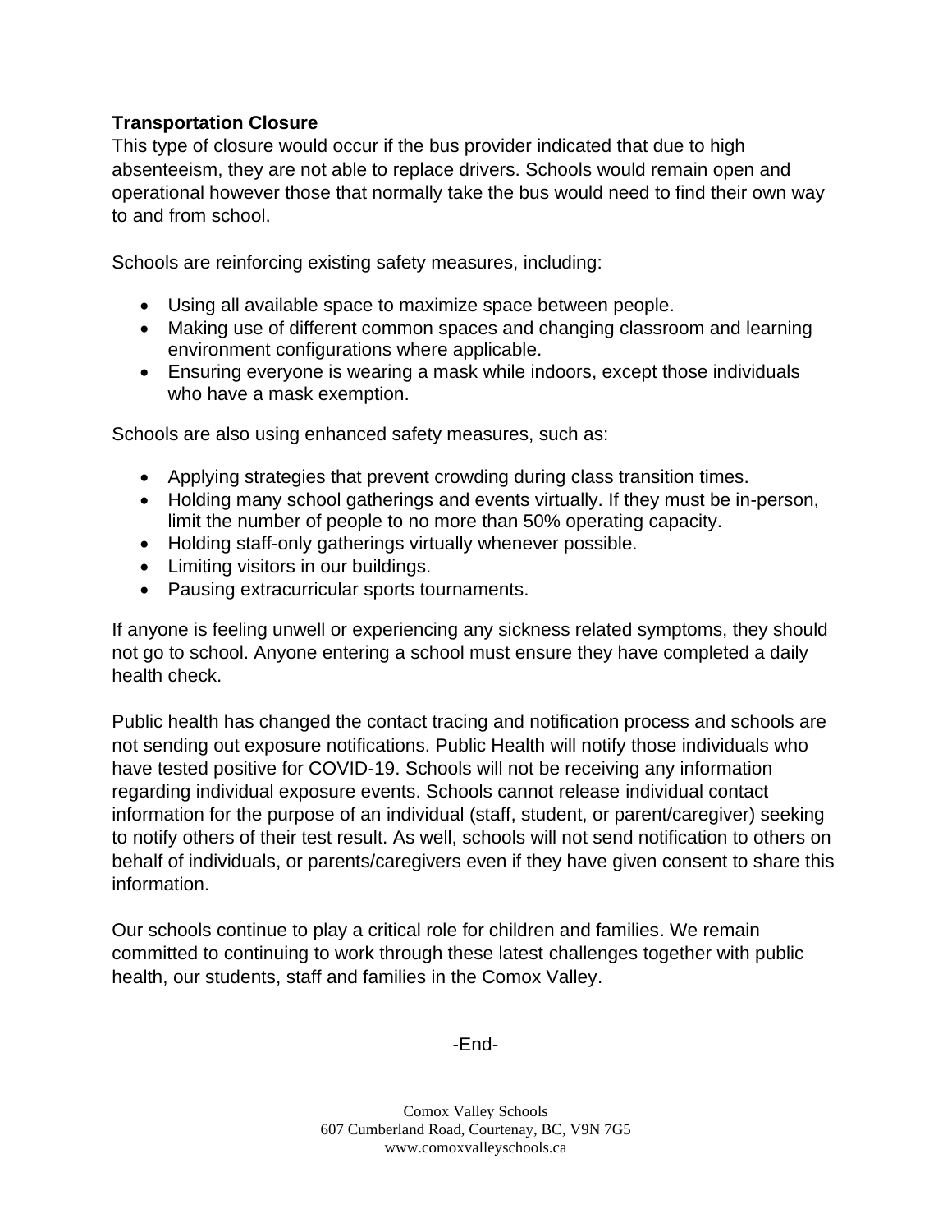**Transportation Closure**
This type of closure would occur if the bus provider indicated that due to high absenteeism, they are not able to replace drivers. Schools would remain open and operational however those that normally take the bus would need to find their own way to and from school.

Schools are reinforcing existing safety measures, including:

- Using all available space to maximize space between people.
- Making use of different common spaces and changing classroom and learning environment configurations where applicable.
- Ensuring everyone is wearing a mask while indoors, except those individuals who have a mask exemption.

Schools are also using enhanced safety measures, such as:

- Applying strategies that prevent crowding during class transition times.
- Holding many school gatherings and events virtually. If they must be in-person, limit the number of people to no more than 50% operating capacity.
- Holding staff-only gatherings virtually whenever possible.
- Limiting visitors in our buildings.
- Pausing extracurricular sports tournaments.

If anyone is feeling unwell or experiencing any sickness related symptoms, they should not go to school. Anyone entering a school must ensure they have completed a daily health check.

Public health has changed the contact tracing and notification process and schools are not sending out exposure notifications. Public Health will notify those individuals who have tested positive for COVID-19. Schools will not be receiving any information regarding individual exposure events. Schools cannot release individual contact information for the purpose of an individual (staff, student, or parent/caregiver) seeking to notify others of their test result. As well, schools will not send notification to others on behalf of individuals, or parents/caregivers even if they have given consent to share this information.

Our schools continue to play a critical role for children and families. We remain committed to continuing to work through these latest challenges together with public health, our students, staff and families in the Comox Valley.

-End-

Comox Valley Schools
607 Cumberland Road, Courtenay, BC, V9N 7G5
www.comoxvalleyschools.ca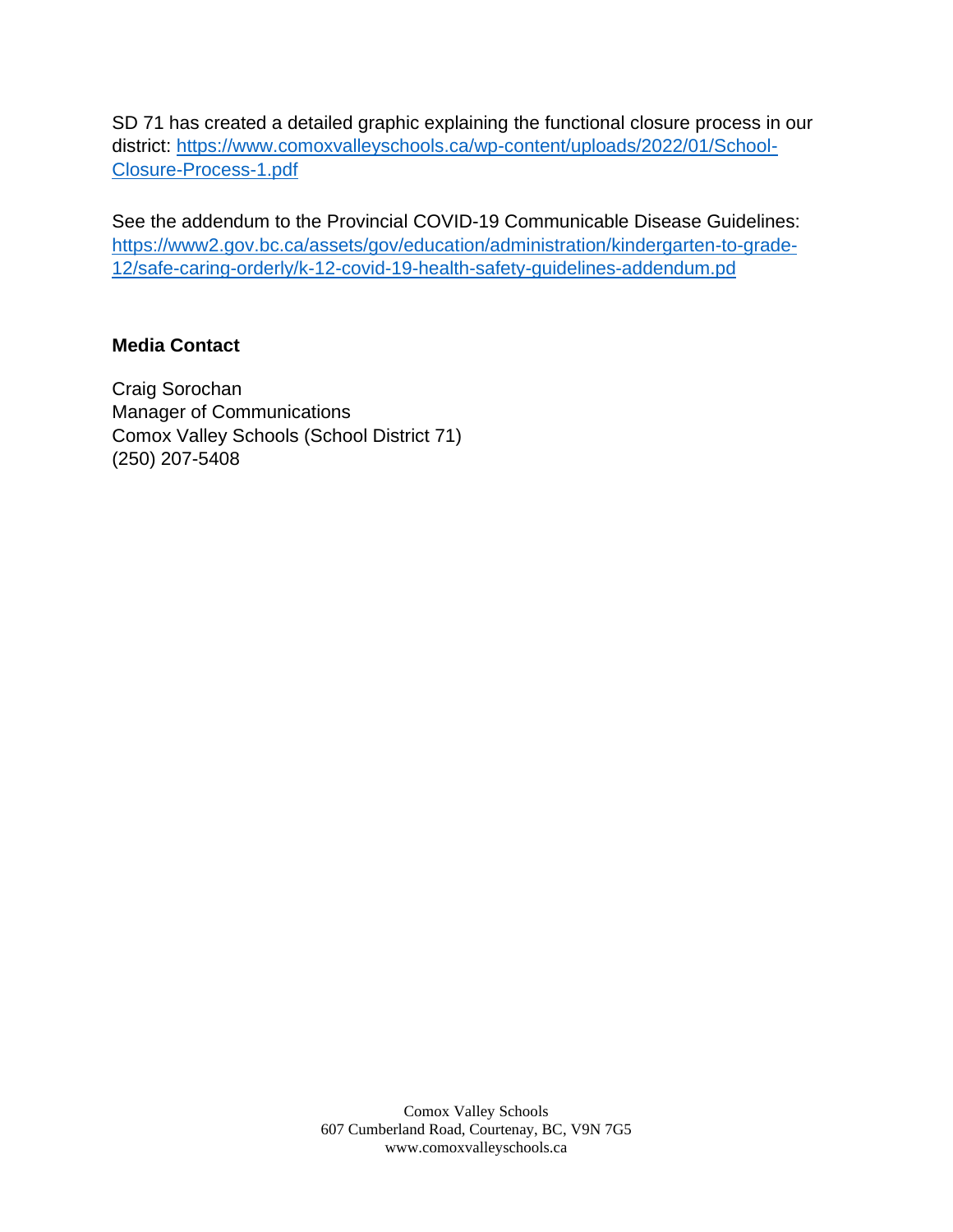SD 71 has created a detailed graphic explaining the functional closure process in our district: https://www.comoxvalleyschools.ca/wp-content/uploads/2022/01/School-Closure-Process-1.pdf

See the addendum to the Provincial COVID-19 Communicable Disease Guidelines: https://www2.gov.bc.ca/assets/gov/education/administration/kindergarten-to-grade-12/safe-caring-orderly/k-12-covid-19-health-safety-guidelines-addendum.pd

**Media Contact**

Craig Sorochan
Manager of Communications
Comox Valley Schools (School District 71)
(250) 207-5408

Comox Valley Schools
607 Cumberland Road, Courtenay, BC, V9N 7G5
www.comoxvalleyschools.ca